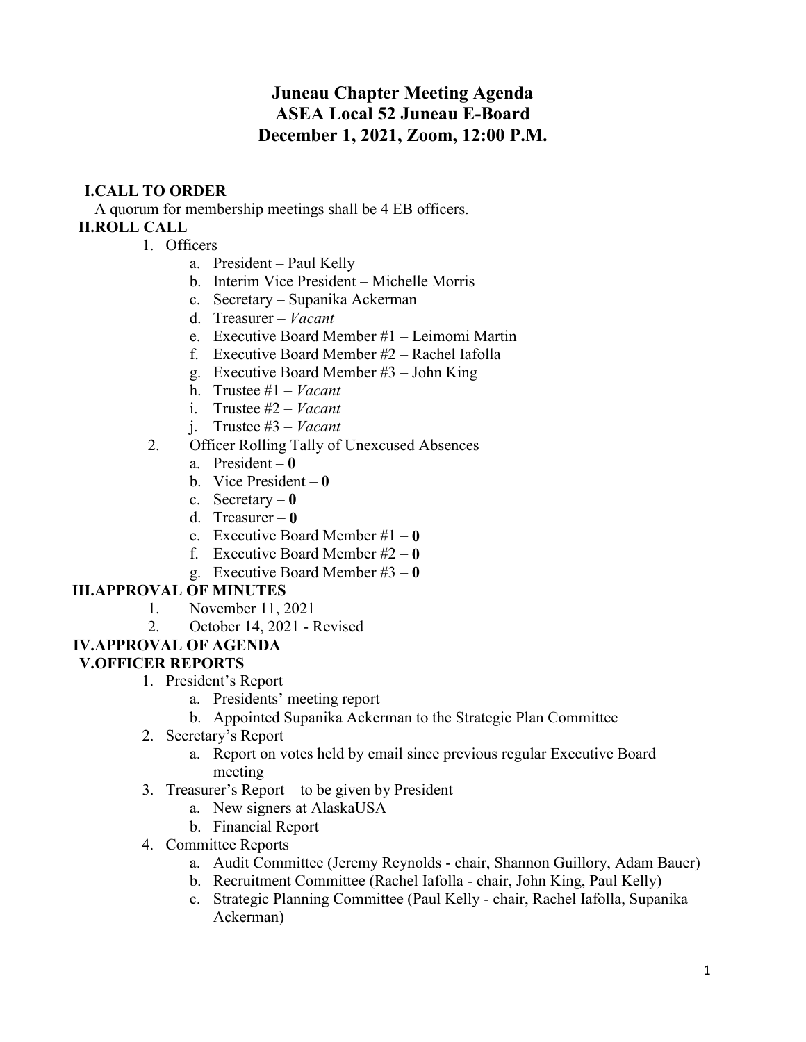# Juneau Chapter Meeting Agenda
# ASEA Local 52 Juneau E-Board
# December 1, 2021, Zoom, 12:00 P.M.

## I. CALL TO ORDER

A quorum for membership meetings shall be 4 EB officers.

## II. ROLL CALL

1. Officers
   a. President – Paul Kelly
   b. Interim Vice President – Michelle Morris
   c. Secretary – Supanika Ackerman
   d. Treasurer – *Vacant*
   e. Executive Board Member #1 – Leimomi Martin
   f. Executive Board Member #2 – Rachel Iafolla
   g. Executive Board Member #3 – John King
   h. Trustee #1 – *Vacant*
   i. Trustee #2 – *Vacant*
   j. Trustee #3 – *Vacant*
2. Officer Rolling Tally of Unexcused Absences
   a. President – **0**
   b. Vice President – **0**
   c. Secretary – **0**
   d. Treasurer – **0**
   e. Executive Board Member #1 – **0**
   f. Executive Board Member #2 – **0**
   g. Executive Board Member #3 – **0**

## III. APPROVAL OF MINUTES

1. November 11, 2021
2. October 14, 2021 - Revised

## IV. APPROVAL OF AGENDA

## V. OFFICER REPORTS

1. President's Report
   a. Presidents' meeting report
   b. Appointed Supanika Ackerman to the Strategic Plan Committee
2. Secretary's Report
   a. Report on votes held by email since previous regular Executive Board meeting
3. Treasurer's Report – to be given by President
   a. New signers at AlaskaUSA
   b. Financial Report
4. Committee Reports
   a. Audit Committee (Jeremy Reynolds - chair, Shannon Guillory, Adam Bauer)
   b. Recruitment Committee (Rachel Iafolla - chair, John King, Paul Kelly)
   c. Strategic Planning Committee (Paul Kelly - chair, Rachel Iafolla, Supanika Ackerman)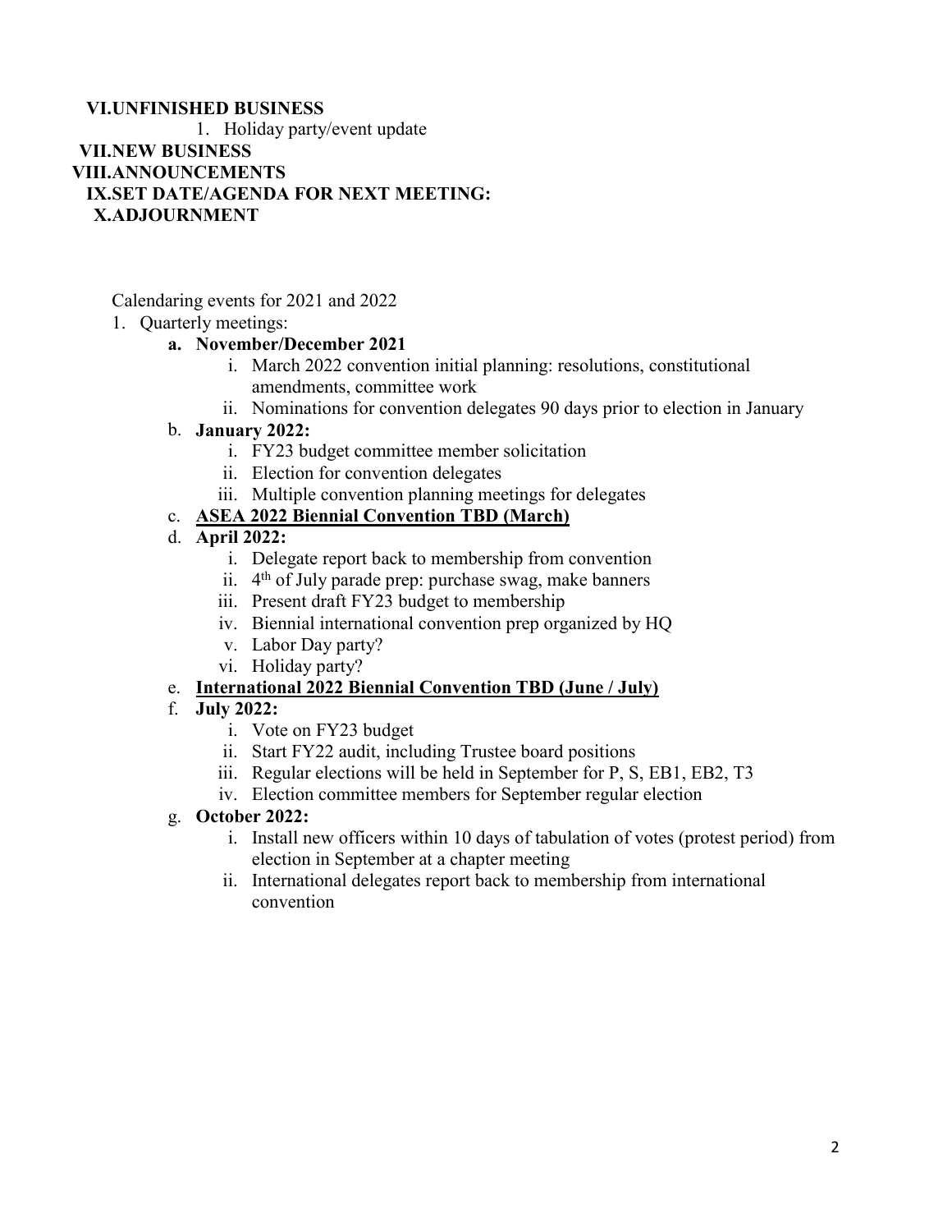**VI. UNFINISHED BUSINESS**

1. Holiday party/event update

**VII. NEW BUSINESS**

**VIII. ANNOUNCEMENTS**

**IX. SET DATE/AGENDA FOR NEXT MEETING:**

**X. ADJOURNMENT**

Calendaring events for 2021 and 2022

1. Quarterly meetings:
   a. **November/December 2021**
      i. March 2022 convention initial planning: resolutions, constitutional amendments, committee work
      ii. Nominations for convention delegates 90 days prior to election in January
   b. **January 2022:**
      i. FY23 budget committee member solicitation
      ii. Election for convention delegates
      iii. Multiple convention planning meetings for delegates
   c. **ASEA 2022 Biennial Convention TBD (March)**
   d. **April 2022:**
      i. Delegate report back to membership from convention
      ii. 4th of July parade prep: purchase swag, make banners
      iii. Present draft FY23 budget to membership
      iv. Biennial international convention prep organized by HQ
      v. Labor Day party?
      vi. Holiday party?
   e. **International 2022 Biennial Convention TBD (June / July)**
   f. **July 2022:**
      i. Vote on FY23 budget
      ii. Start FY22 audit, including Trustee board positions
      iii. Regular elections will be held in September for P, S, EB1, EB2, T3
      iv. Election committee members for September regular election
   g. **October 2022:**
      i. Install new officers within 10 days of tabulation of votes (protest period) from election in September at a chapter meeting
      ii. International delegates report back to membership from international convention